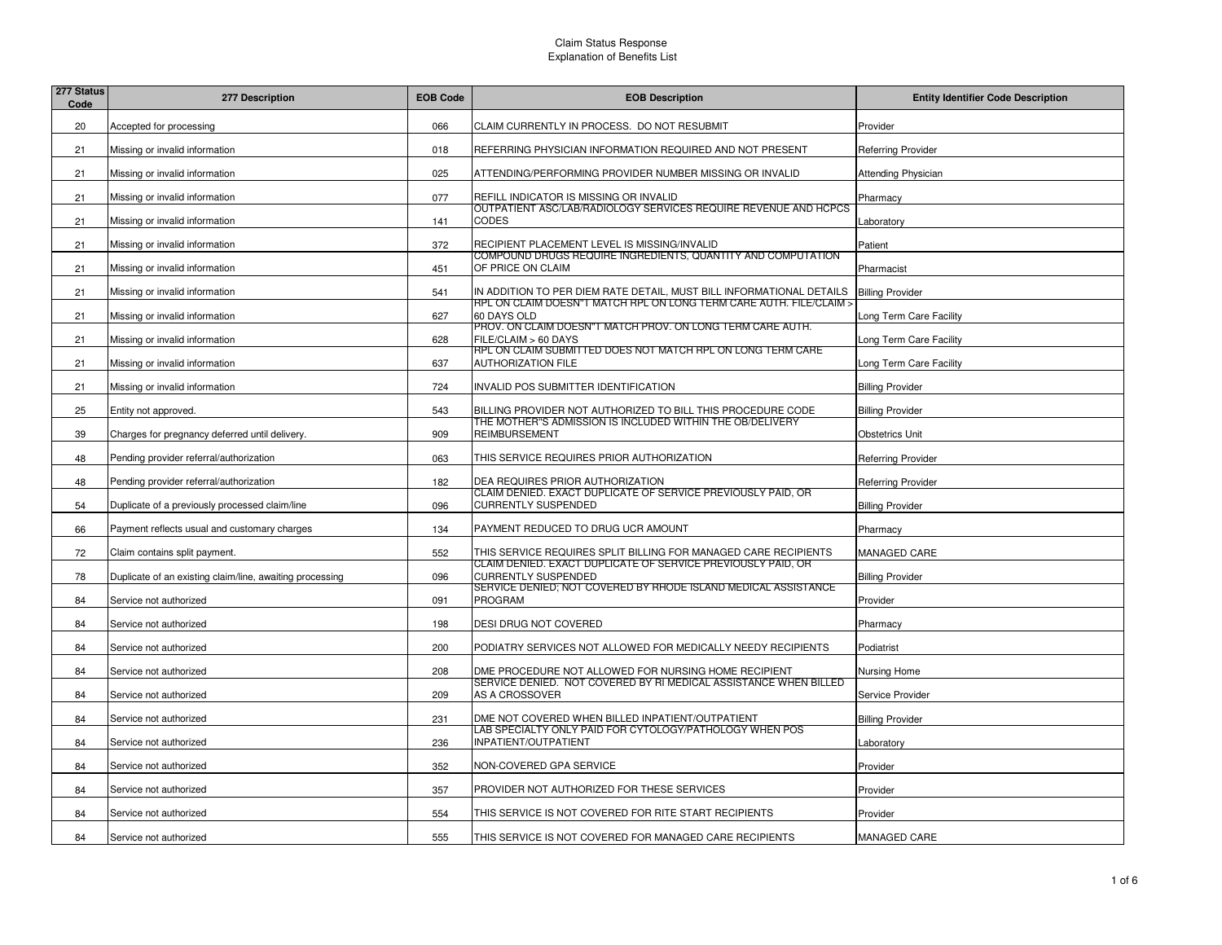# Claim Status Response
## Explanation of Benefits List

| 277 Status Code | 277 Description | EOB Code | EOB Description | Entity Identifier Code Description |
|---|---|---|---|---|
| 20 | Accepted for processing | 066 | CLAIM CURRENTLY IN PROCESS. DO NOT RESUBMIT | Provider |
| 21 | Missing or invalid information | 018 | REFERRING PHYSICIAN INFORMATION REQUIRED AND NOT PRESENT | Referring Provider |
| 21 | Missing or invalid information | 025 | ATTENDING/PERFORMING PROVIDER NUMBER MISSING OR INVALID | Attending Physician |
| 21 | Missing or invalid information | 077 | REFILL INDICATOR IS MISSING OR INVALID | Pharmacy |
| 21 | Missing or invalid information | 141 | OUTPATIENT ASC/LAB/RADIOLOGY SERVICES REQUIRE REVENUE AND HCPCS CODES | Laboratory |
| 21 | Missing or invalid information | 372 | RECIPIENT PLACEMENT LEVEL IS MISSING/INVALID | Patient |
| 21 | Missing or invalid information | 451 | COMPOUND DRUGS REQUIRE INGREDIENTS, QUANTITY AND COMPUTATION OF PRICE ON CLAIM | Pharmacist |
| 21 | Missing or invalid information | 541 | IN ADDITION TO PER DIEM RATE DETAIL, MUST BILL INFORMATIONAL DETAILS | Billing Provider |
| 21 | Missing or invalid information | 627 | RPL ON CLAIM DOESN"T MATCH RPL ON LONG TERM CARE AUTH. FILE/CLAIM > 60 DAYS OLD | Long Term Care Facility |
| 21 | Missing or invalid information | 628 | PROV. ON CLAIM DOESN"T MATCH PROV. ON LONG TERM CARE AUTH. FILE/CLAIM > 60 DAYS | Long Term Care Facility |
| 21 | Missing or invalid information | 637 | RPL ON CLAIM SUBMITTED DOES NOT MATCH RPL ON LONG TERM CARE AUTHORIZATION FILE | Long Term Care Facility |
| 21 | Missing or invalid information | 724 | INVALID POS SUBMITTER IDENTIFICATION | Billing Provider |
| 25 | Entity not approved. | 543 | BILLING PROVIDER NOT AUTHORIZED TO BILL THIS PROCEDURE CODE | Billing Provider |
| 39 | Charges for pregnancy deferred until delivery. | 909 | THE MOTHER"S ADMISSION IS INCLUDED WITHIN THE OB/DELIVERY REIMBURSEMENT | Obstetrics Unit |
| 48 | Pending provider referral/authorization | 063 | THIS SERVICE REQUIRES PRIOR AUTHORIZATION | Referring Provider |
| 48 | Pending provider referral/authorization | 182 | DEA REQUIRES PRIOR AUTHORIZATION | Referring Provider |
| 54 | Duplicate of a previously processed claim/line | 096 | CLAIM DENIED. EXACT DUPLICATE OF SERVICE PREVIOUSLY PAID, OR CURRENTLY SUSPENDED | Billing Provider |
| 66 | Payment reflects usual and customary charges | 134 | PAYMENT REDUCED TO DRUG UCR AMOUNT | Pharmacy |
| 72 | Claim contains split payment. | 552 | THIS SERVICE REQUIRES SPLIT BILLING FOR MANAGED CARE RECIPIENTS | MANAGED CARE |
| 78 | Duplicate of an existing claim/line, awaiting processing | 096 | CLAIM DENIED. EXACT DUPLICATE OF SERVICE PREVIOUSLY PAID, OR CURRENTLY SUSPENDED | Billing Provider |
| 84 | Service not authorized | 091 | SERVICE DENIED; NOT COVERED BY RHODE ISLAND MEDICAL ASSISTANCE PROGRAM | Provider |
| 84 | Service not authorized | 198 | DESI DRUG NOT COVERED | Pharmacy |
| 84 | Service not authorized | 200 | PODIATRY SERVICES NOT ALLOWED FOR MEDICALLY NEEDY RECIPIENTS | Podiatrist |
| 84 | Service not authorized | 208 | DME PROCEDURE NOT ALLOWED FOR NURSING HOME RECIPIENT | Nursing Home |
| 84 | Service not authorized | 209 | SERVICE DENIED. NOT COVERED BY RI MEDICAL ASSISTANCE WHEN BILLED AS A CROSSOVER | Service Provider |
| 84 | Service not authorized | 231 | DME NOT COVERED WHEN BILLED INPATIENT/OUTPATIENT | Billing Provider |
| 84 | Service not authorized | 236 | LAB SPECIALTY ONLY PAID FOR CYTOLOGY/PATHOLOGY WHEN POS INPATIENT/OUTPATIENT | Laboratory |
| 84 | Service not authorized | 352 | NON-COVERED GPA SERVICE | Provider |
| 84 | Service not authorized | 357 | PROVIDER NOT AUTHORIZED FOR THESE SERVICES | Provider |
| 84 | Service not authorized | 554 | THIS SERVICE IS NOT COVERED FOR RITE START RECIPIENTS | Provider |
| 84 | Service not authorized | 555 | THIS SERVICE IS NOT COVERED FOR MANAGED CARE RECIPIENTS | MANAGED CARE |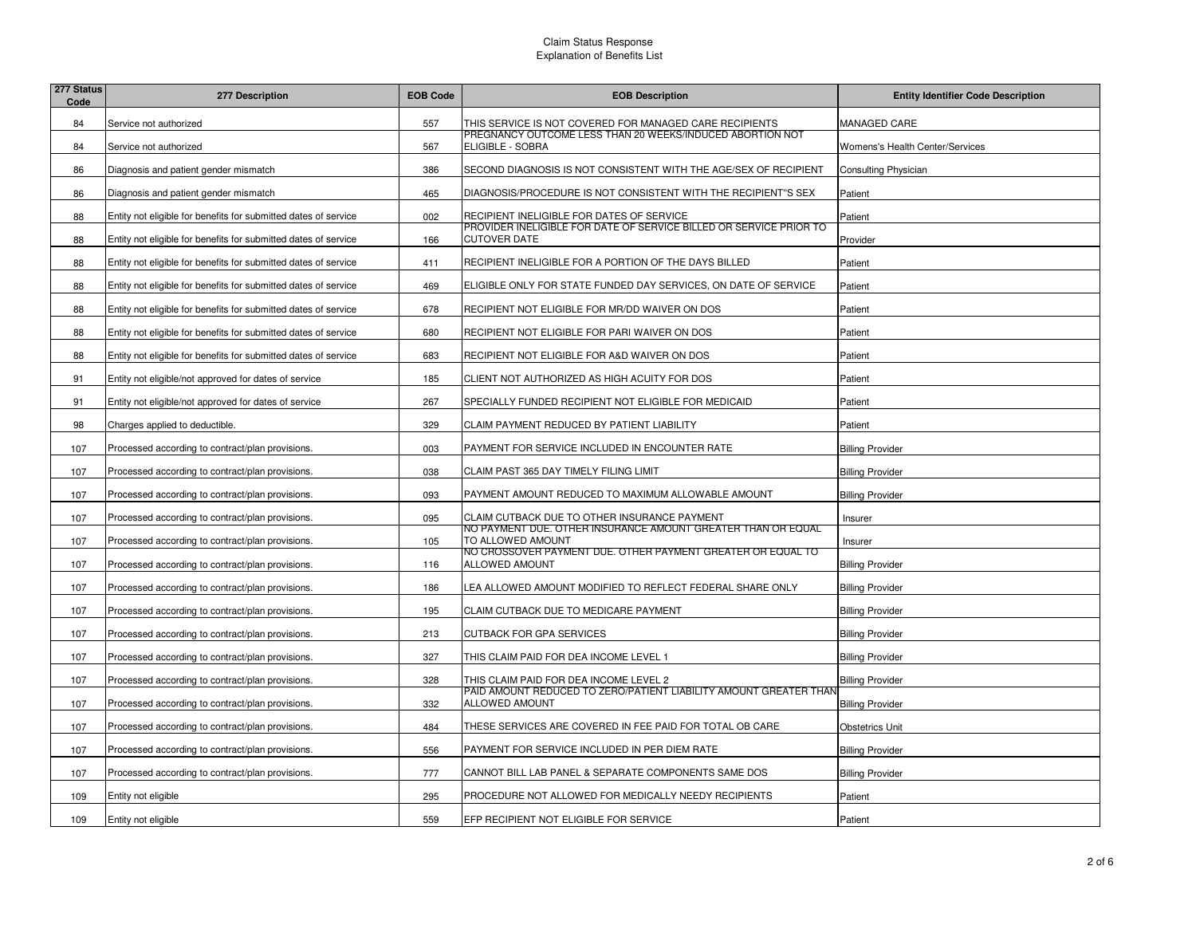# Claim Status Response
## Explanation of Benefits List

| 277 Status Code | 277 Description | EOB Code | EOB Description | Entity Identifier Code Description |
|---|---|---|---|---|
| 84 | Service not authorized | 557 | THIS SERVICE IS NOT COVERED FOR MANAGED CARE RECIPIENTS | MANAGED CARE |
| 84 | Service not authorized | 567 | PREGNANCY OUTCOME LESS THAN 20 WEEKS/INDUCED ABORTION NOT ELIGIBLE - SOBRA | Womens's Health Center/Services |
| 86 | Diagnosis and patient gender mismatch | 386 | SECOND DIAGNOSIS IS NOT CONSISTENT WITH THE AGE/SEX OF RECIPIENT | Consulting Physician |
| 86 | Diagnosis and patient gender mismatch | 465 | DIAGNOSIS/PROCEDURE IS NOT CONSISTENT WITH THE RECIPIENT"S SEX | Patient |
| 88 | Entity not eligible for benefits for submitted dates of service | 002 | RECIPIENT INELIGIBLE FOR DATES OF SERVICE | Patient |
| 88 | Entity not eligible for benefits for submitted dates of service | 166 | PROVIDER INELIGIBLE FOR DATE OF SERVICE BILLED OR SERVICE PRIOR TO CUTOVER DATE | Provider |
| 88 | Entity not eligible for benefits for submitted dates of service | 411 | RECIPIENT INELIGIBLE FOR A PORTION OF THE DAYS BILLED | Patient |
| 88 | Entity not eligible for benefits for submitted dates of service | 469 | ELIGIBLE ONLY FOR STATE FUNDED DAY SERVICES, ON DATE OF SERVICE | Patient |
| 88 | Entity not eligible for benefits for submitted dates of service | 678 | RECIPIENT NOT ELIGIBLE FOR MR/DD WAIVER ON DOS | Patient |
| 88 | Entity not eligible for benefits for submitted dates of service | 680 | RECIPIENT NOT ELIGIBLE FOR PARI WAIVER ON DOS | Patient |
| 88 | Entity not eligible for benefits for submitted dates of service | 683 | RECIPIENT NOT ELIGIBLE FOR A&D WAIVER ON DOS | Patient |
| 91 | Entity not eligible/not approved for dates of service | 185 | CLIENT NOT AUTHORIZED AS HIGH ACUITY FOR DOS | Patient |
| 91 | Entity not eligible/not approved for dates of service | 267 | SPECIALLY FUNDED RECIPIENT NOT ELIGIBLE FOR MEDICAID | Patient |
| 98 | Charges applied to deductible. | 329 | CLAIM PAYMENT REDUCED BY PATIENT LIABILITY | Patient |
| 107 | Processed according to contract/plan provisions. | 003 | PAYMENT FOR SERVICE INCLUDED IN ENCOUNTER RATE | Billing Provider |
| 107 | Processed according to contract/plan provisions. | 038 | CLAIM PAST 365 DAY TIMELY FILING LIMIT | Billing Provider |
| 107 | Processed according to contract/plan provisions. | 093 | PAYMENT AMOUNT REDUCED TO MAXIMUM ALLOWABLE AMOUNT | Billing Provider |
| 107 | Processed according to contract/plan provisions. | 095 | CLAIM CUTBACK DUE TO OTHER INSURANCE PAYMENT | Insurer |
| 107 | Processed according to contract/plan provisions. | 105 | NO PAYMENT DUE. OTHER INSURANCE AMOUNT GREATER THAN OR EQUAL TO ALLOWED AMOUNT | Insurer |
| 107 | Processed according to contract/plan provisions. | 116 | NO CROSSOVER PAYMENT DUE. OTHER PAYMENT GREATER OR EQUAL TO ALLOWED AMOUNT | Billing Provider |
| 107 | Processed according to contract/plan provisions. | 186 | LEA ALLOWED AMOUNT MODIFIED TO REFLECT FEDERAL SHARE ONLY | Billing Provider |
| 107 | Processed according to contract/plan provisions. | 195 | CLAIM CUTBACK DUE TO MEDICARE PAYMENT | Billing Provider |
| 107 | Processed according to contract/plan provisions. | 213 | CUTBACK FOR GPA SERVICES | Billing Provider |
| 107 | Processed according to contract/plan provisions. | 327 | THIS CLAIM PAID FOR DEA INCOME LEVEL 1 | Billing Provider |
| 107 | Processed according to contract/plan provisions. | 328 | THIS CLAIM PAID FOR DEA INCOME LEVEL 2 | Billing Provider |
| 107 | Processed according to contract/plan provisions. | 332 | PAID AMOUNT REDUCED TO ZERO/PATIENT LIABILITY AMOUNT GREATER THAN ALLOWED AMOUNT | Billing Provider |
| 107 | Processed according to contract/plan provisions. | 484 | THESE SERVICES ARE COVERED IN FEE PAID FOR TOTAL OB CARE | Obstetrics Unit |
| 107 | Processed according to contract/plan provisions. | 556 | PAYMENT FOR SERVICE INCLUDED IN PER DIEM RATE | Billing Provider |
| 107 | Processed according to contract/plan provisions. | 777 | CANNOT BILL LAB PANEL & SEPARATE COMPONENTS SAME DOS | Billing Provider |
| 109 | Entity not eligible | 295 | PROCEDURE NOT ALLOWED FOR MEDICALLY NEEDY RECIPIENTS | Patient |
| 109 | Entity not eligible | 559 | EFP RECIPIENT NOT ELIGIBLE FOR SERVICE | Patient |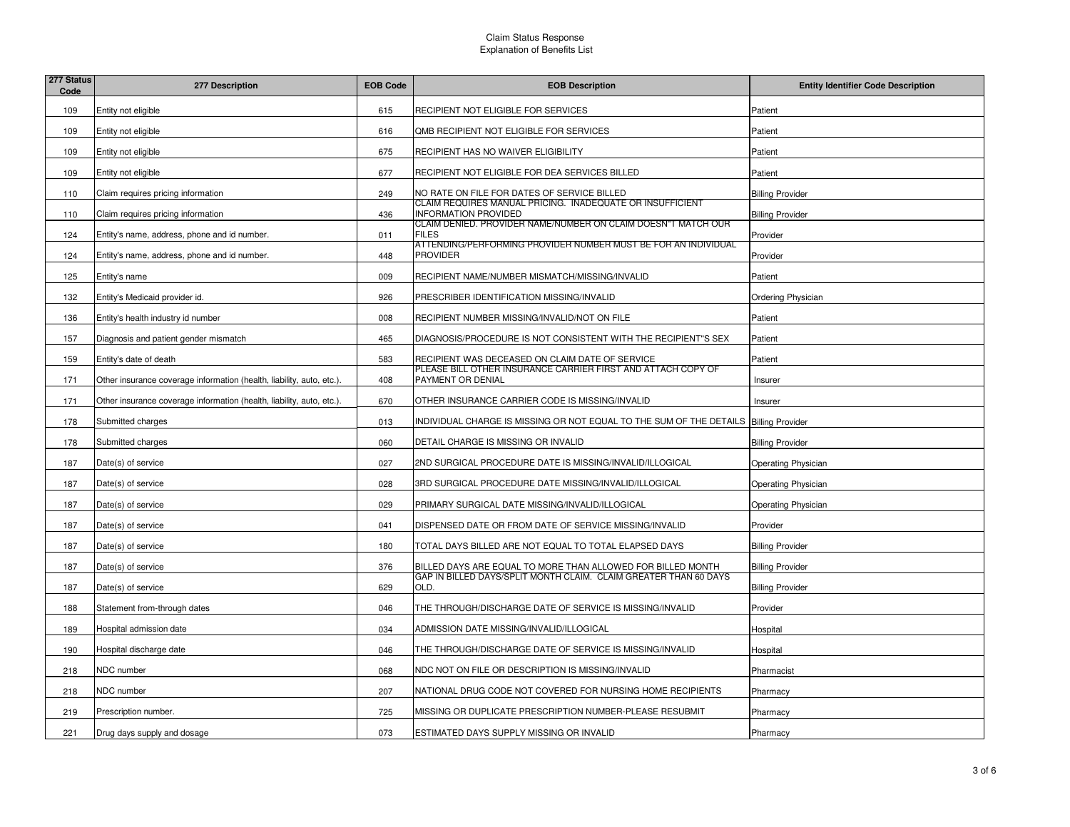# Claim Status Response
## Explanation of Benefits List

| 277 Status Code | 277 Description | EOB Code | EOB Description | Entity Identifier Code Description |
|---|---|---|---|---|
| 109 | Entity not eligible | 615 | RECIPIENT NOT ELIGIBLE FOR SERVICES | Patient |
| 109 | Entity not eligible | 616 | QMB RECIPIENT NOT ELIGIBLE FOR SERVICES | Patient |
| 109 | Entity not eligible | 675 | RECIPIENT HAS NO WAIVER ELIGIBILITY | Patient |
| 109 | Entity not eligible | 677 | RECIPIENT NOT ELIGIBLE FOR DEA SERVICES BILLED | Patient |
| 110 | Claim requires pricing information | 249 | NO RATE ON FILE FOR DATES OF SERVICE BILLED | Billing Provider |
| 110 | Claim requires pricing information | 436 | CLAIM REQUIRES MANUAL PRICING. INADEQUATE OR INSUFFICIENT INFORMATION PROVIDED | Billing Provider |
| 124 | Entity's name, address, phone and id number. | 011 | CLAIM DENIED. PROVIDER NAME/NUMBER ON CLAIM DOESN"T MATCH OUR FILES | Provider |
| 124 | Entity's name, address, phone and id number. | 448 | ATTENDING/PERFORMING PROVIDER NUMBER MUST BE FOR AN INDIVIDUAL PROVIDER | Provider |
| 125 | Entity's name | 009 | RECIPIENT NAME/NUMBER MISMATCH/MISSING/INVALID | Patient |
| 132 | Entity's Medicaid provider id. | 926 | PRESCRIBER IDENTIFICATION MISSING/INVALID | Ordering Physician |
| 136 | Entity's health industry id number | 008 | RECIPIENT NUMBER MISSING/INVALID/NOT ON FILE | Patient |
| 157 | Diagnosis and patient gender mismatch | 465 | DIAGNOSIS/PROCEDURE IS NOT CONSISTENT WITH THE RECIPIENT"S SEX | Patient |
| 159 | Entity's date of death | 583 | RECIPIENT WAS DECEASED ON CLAIM DATE OF SERVICE | Patient |
| 171 | Other insurance coverage information (health, liability, auto, etc.). | 408 | PLEASE BILL OTHER INSURANCE CARRIER FIRST AND ATTACH COPY OF PAYMENT OR DENIAL | Insurer |
| 171 | Other insurance coverage information (health, liability, auto, etc.). | 670 | OTHER INSURANCE CARRIER CODE IS MISSING/INVALID | Insurer |
| 178 | Submitted charges | 013 | INDIVIDUAL CHARGE IS MISSING OR NOT EQUAL TO THE SUM OF THE DETAILS | Billing Provider |
| 178 | Submitted charges | 060 | DETAIL CHARGE IS MISSING OR INVALID | Billing Provider |
| 187 | Date(s) of service | 027 | 2ND SURGICAL PROCEDURE DATE IS MISSING/INVALID/ILLOGICAL | Operating Physician |
| 187 | Date(s) of service | 028 | 3RD SURGICAL PROCEDURE DATE MISSING/INVALID/ILLOGICAL | Operating Physician |
| 187 | Date(s) of service | 029 | PRIMARY SURGICAL DATE MISSING/INVALID/ILLOGICAL | Operating Physician |
| 187 | Date(s) of service | 041 | DISPENSED DATE OR FROM DATE OF SERVICE MISSING/INVALID | Provider |
| 187 | Date(s) of service | 180 | TOTAL DAYS BILLED ARE NOT EQUAL TO TOTAL ELAPSED DAYS | Billing Provider |
| 187 | Date(s) of service | 376 | BILLED DAYS ARE EQUAL TO MORE THAN ALLOWED FOR BILLED MONTH | Billing Provider |
| 187 | Date(s) of service | 629 | GAP IN BILLED DAYS/SPLIT MONTH CLAIM. CLAIM GREATER THAN 60 DAYS OLD. | Billing Provider |
| 188 | Statement from-through dates | 046 | THE THROUGH/DISCHARGE DATE OF SERVICE IS MISSING/INVALID | Provider |
| 189 | Hospital admission date | 034 | ADMISSION DATE MISSING/INVALID/ILLOGICAL | Hospital |
| 190 | Hospital discharge date | 046 | THE THROUGH/DISCHARGE DATE OF SERVICE IS MISSING/INVALID | Hospital |
| 218 | NDC number | 068 | NDC NOT ON FILE OR DESCRIPTION IS MISSING/INVALID | Pharmacist |
| 218 | NDC number | 207 | NATIONAL DRUG CODE NOT COVERED FOR NURSING HOME RECIPIENTS | Pharmacy |
| 219 | Prescription number. | 725 | MISSING OR DUPLICATE PRESCRIPTION NUMBER-PLEASE RESUBMIT | Pharmacy |
| 221 | Drug days supply and dosage | 073 | ESTIMATED DAYS SUPPLY MISSING OR INVALID | Pharmacy |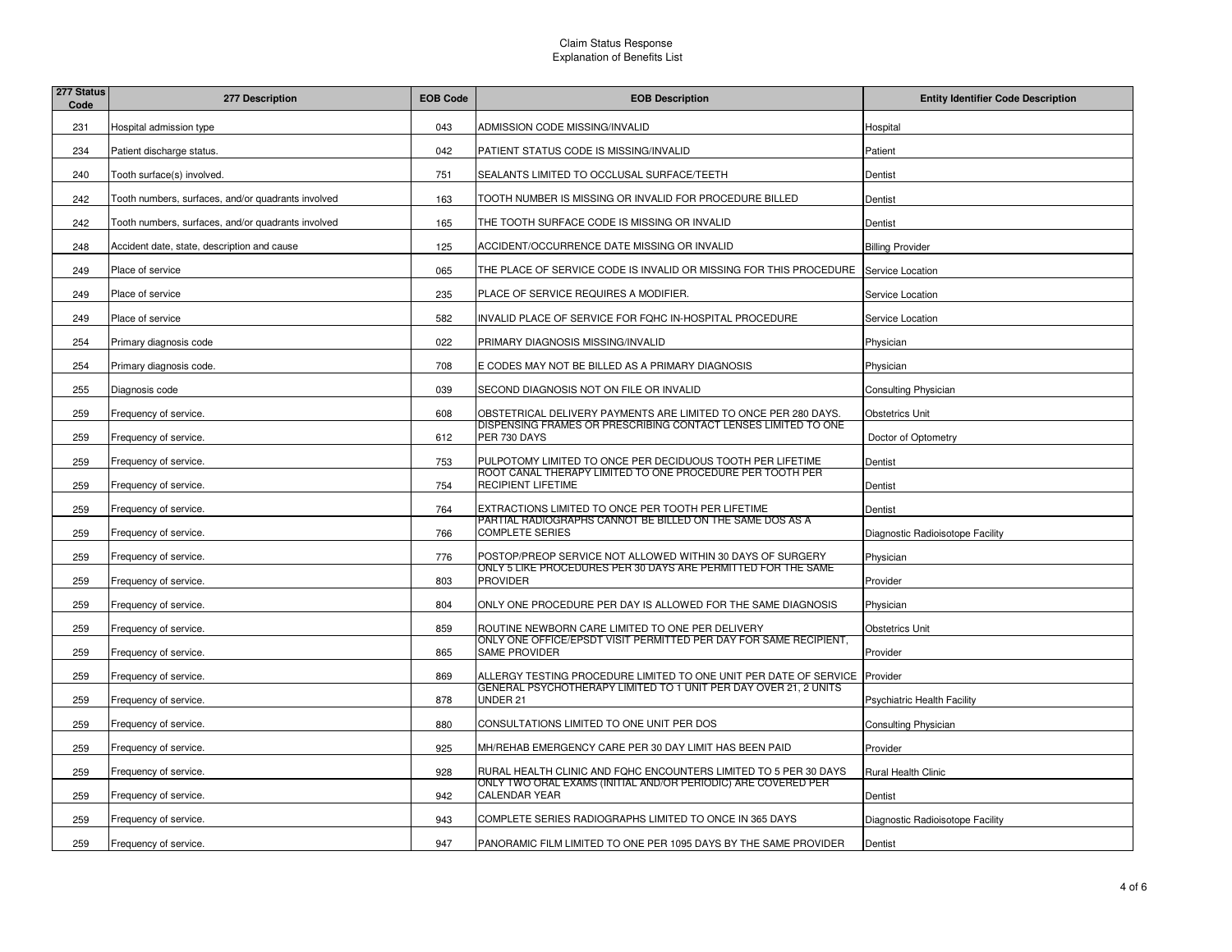# Claim Status Response
## Explanation of Benefits List

| 277 Status Code | 277 Description | EOB Code | EOB Description | Entity Identifier Code Description |
|---|---|---|---|---|
| 231 | Hospital admission type | 043 | ADMISSION CODE MISSING/INVALID | Hospital |
| 234 | Patient discharge status. | 042 | PATIENT STATUS CODE IS MISSING/INVALID | Patient |
| 240 | Tooth surface(s) involved. | 751 | SEALANTS LIMITED TO OCCLUSAL SURFACE/TEETH | Dentist |
| 242 | Tooth numbers, surfaces, and/or quadrants involved | 163 | TOOTH NUMBER IS MISSING OR INVALID FOR PROCEDURE BILLED | Dentist |
| 242 | Tooth numbers, surfaces, and/or quadrants involved | 165 | THE TOOTH SURFACE CODE IS MISSING OR INVALID | Dentist |
| 248 | Accident date, state, description and cause | 125 | ACCIDENT/OCCURRENCE DATE MISSING OR INVALID | Billing Provider |
| 249 | Place of service | 065 | THE PLACE OF SERVICE CODE IS INVALID OR MISSING FOR THIS PROCEDURE | Service Location |
| 249 | Place of service | 235 | PLACE OF SERVICE REQUIRES A MODIFIER. | Service Location |
| 249 | Place of service | 582 | INVALID PLACE OF SERVICE FOR FQHC IN-HOSPITAL PROCEDURE | Service Location |
| 254 | Primary diagnosis code | 022 | PRIMARY DIAGNOSIS MISSING/INVALID | Physician |
| 254 | Primary diagnosis code. | 708 | E CODES MAY NOT BE BILLED AS A PRIMARY DIAGNOSIS | Physician |
| 255 | Diagnosis code | 039 | SECOND DIAGNOSIS NOT ON FILE OR INVALID | Consulting Physician |
| 259 | Frequency of service. | 608 | OBSTETRICAL DELIVERY PAYMENTS ARE LIMITED TO ONCE PER 280 DAYS. | Obstetrics Unit |
| 259 | Frequency of service. | 612 | DISPENSING FRAMES OR PRESCRIBING CONTACT LENSES LIMITED TO ONE PER 730 DAYS | Doctor of Optometry |
| 259 | Frequency of service. | 753 | PULPOTOMY LIMITED TO ONCE PER DECIDUOUS TOOTH PER LIFETIME | Dentist |
| 259 | Frequency of service. | 754 | ROOT CANAL THERAPY LIMITED TO ONE PROCEDURE PER TOOTH PER RECIPIENT LIFETIME | Dentist |
| 259 | Frequency of service. | 764 | EXTRACTIONS LIMITED TO ONCE PER TOOTH PER LIFETIME | Dentist |
| 259 | Frequency of service. | 766 | PARTIAL RADIOGRAPHS CANNOT BE BILLED ON THE SAME DOS AS A COMPLETE SERIES | Diagnostic Radioisotope Facility |
| 259 | Frequency of service. | 776 | POSTOP/PREOP SERVICE NOT ALLOWED WITHIN 30 DAYS OF SURGERY | Physician |
| 259 | Frequency of service. | 803 | ONLY 5 LIKE PROCEDURES PER 30 DAYS ARE PERMITTED FOR THE SAME PROVIDER | Provider |
| 259 | Frequency of service. | 804 | ONLY ONE PROCEDURE PER DAY IS ALLOWED FOR THE SAME DIAGNOSIS | Physician |
| 259 | Frequency of service. | 859 | ROUTINE NEWBORN CARE LIMITED TO ONE PER DELIVERY | Obstetrics Unit |
| 259 | Frequency of service. | 865 | ONLY ONE OFFICE/EPSDT VISIT PERMITTED PER DAY FOR SAME RECIPIENT, SAME PROVIDER | Provider |
| 259 | Frequency of service. | 869 | ALLERGY TESTING PROCEDURE LIMITED TO ONE UNIT PER DATE OF SERVICE | Provider |
| 259 | Frequency of service. | 878 | GENERAL PSYCHOTHERAPY LIMITED TO 1 UNIT PER DAY OVER 21, 2 UNITS UNDER 21 | Psychiatric Health Facility |
| 259 | Frequency of service. | 880 | CONSULTATIONS LIMITED TO ONE UNIT PER DOS | Consulting Physician |
| 259 | Frequency of service. | 925 | MH/REHAB EMERGENCY CARE PER 30 DAY LIMIT HAS BEEN PAID | Provider |
| 259 | Frequency of service. | 928 | RURAL HEALTH CLINIC AND FQHC ENCOUNTERS LIMITED TO 5 PER 30 DAYS | Rural Health Clinic |
| 259 | Frequency of service. | 942 | ONLY TWO ORAL EXAMS (INITIAL AND/OR PERIODIC) ARE COVERED PER CALENDAR YEAR | Dentist |
| 259 | Frequency of service. | 943 | COMPLETE SERIES RADIOGRAPHS LIMITED TO ONCE IN 365 DAYS | Diagnostic Radioisotope Facility |
| 259 | Frequency of service. | 947 | PANORAMIC FILM LIMITED TO ONE PER 1095 DAYS BY THE SAME PROVIDER | Dentist |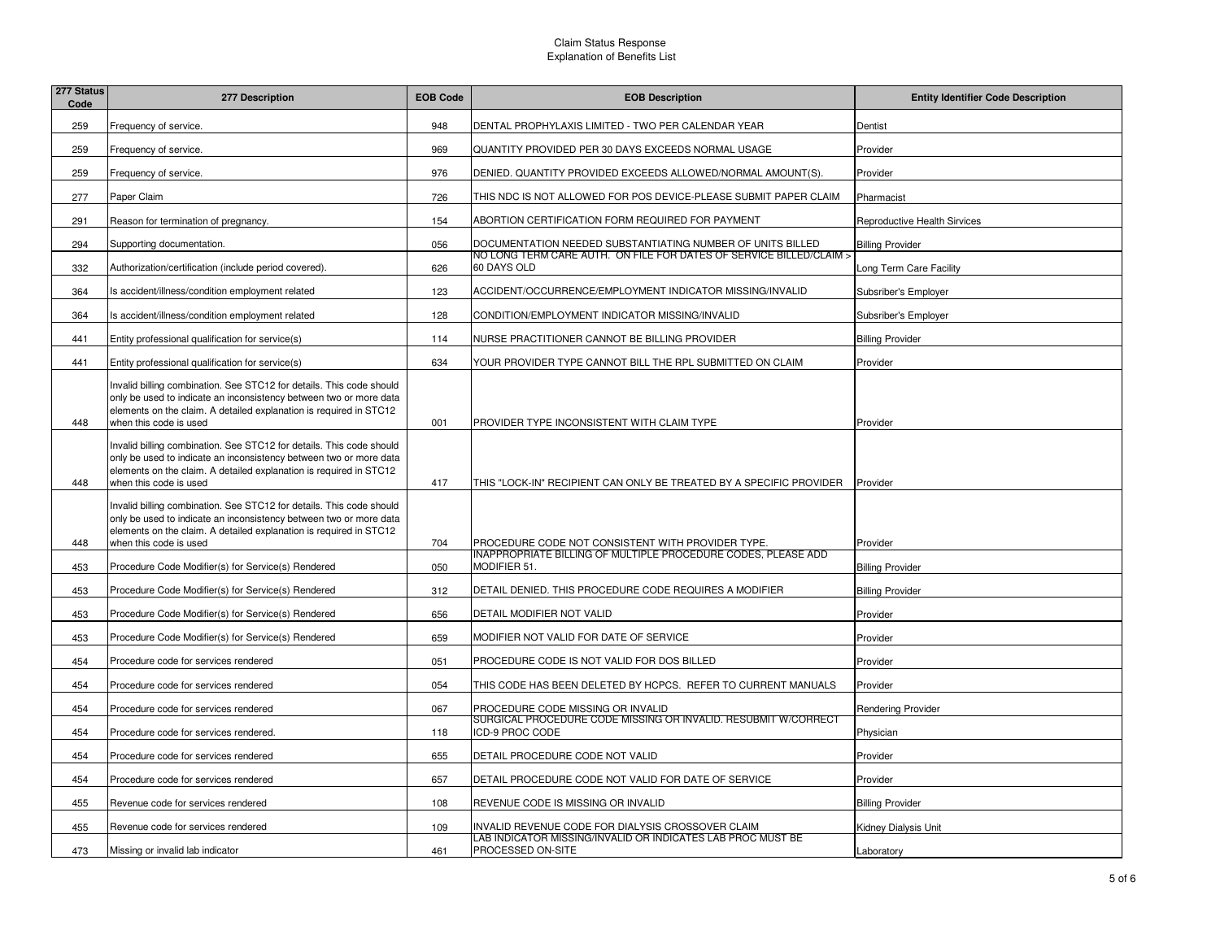# Claim Status Response
## Explanation of Benefits List

| 277 Status Code | 277 Description | EOB Code | EOB Description | Entity Identifier Code Description |
|---|---|---|---|---|
| 259 | Frequency of service. | 948 | DENTAL PROPHYLAXIS LIMITED - TWO PER CALENDAR YEAR | Dentist |
| 259 | Frequency of service. | 969 | QUANTITY PROVIDED PER 30 DAYS EXCEEDS NORMAL USAGE | Provider |
| 259 | Frequency of service. | 976 | DENIED. QUANTITY PROVIDED EXCEEDS ALLOWED/NORMAL AMOUNT(S). | Provider |
| 277 | Paper Claim | 726 | THIS NDC IS NOT ALLOWED FOR POS DEVICE-PLEASE SUBMIT PAPER CLAIM | Pharmacist |
| 291 | Reason for termination of pregnancy. | 154 | ABORTION CERTIFICATION FORM REQUIRED FOR PAYMENT | Reproductive Health Sirvices |
| 294 | Supporting documentation. | 056 | DOCUMENTATION NEEDED SUBSTANTIATING NUMBER OF UNITS BILLED | Billing Provider |
| 332 | Authorization/certification (include period covered). | 626 | NO LONG TERM CARE AUTH. ON FILE FOR DATES OF SERVICE BILLED/CLAIM > 60 DAYS OLD | Long Term Care Facility |
| 364 | Is accident/illness/condition employment related | 123 | ACCIDENT/OCCURRENCE/EMPLOYMENT INDICATOR MISSING/INVALID | Subsriber's Employer |
| 364 | Is accident/illness/condition employment related | 128 | CONDITION/EMPLOYMENT INDICATOR MISSING/INVALID | Subsriber's Employer |
| 441 | Entity professional qualification for service(s) | 114 | NURSE PRACTITIONER CANNOT BE BILLING PROVIDER | Billing Provider |
| 441 | Entity professional qualification for service(s) | 634 | YOUR PROVIDER TYPE CANNOT BILL THE RPL SUBMITTED ON CLAIM | Provider |
| 448 | Invalid billing combination. See STC12 for details. This code should only be used to indicate an inconsistency between two or more data elements on the claim. A detailed explanation is required in STC12 when this code is used | 001 | PROVIDER TYPE INCONSISTENT WITH CLAIM TYPE | Provider |
| 448 | Invalid billing combination. See STC12 for details. This code should only be used to indicate an inconsistency between two or more data elements on the claim. A detailed explanation is required in STC12 when this code is used | 417 | THIS "LOCK-IN" RECIPIENT CAN ONLY BE TREATED BY A SPECIFIC PROVIDER | Provider |
| 448 | Invalid billing combination. See STC12 for details. This code should only be used to indicate an inconsistency between two or more data elements on the claim. A detailed explanation is required in STC12 when this code is used | 704 | PROCEDURE CODE NOT CONSISTENT WITH PROVIDER TYPE. | Provider |
| 453 | Procedure Code Modifier(s) for Service(s) Rendered | 050 | INAPPROPRIATE BILLING OF MULTIPLE PROCEDURE CODES, PLEASE ADD MODIFIER 51. | Billing Provider |
| 453 | Procedure Code Modifier(s) for Service(s) Rendered | 312 | DETAIL DENIED. THIS PROCEDURE CODE REQUIRES A MODIFIER | Billing Provider |
| 453 | Procedure Code Modifier(s) for Service(s) Rendered | 656 | DETAIL MODIFIER NOT VALID | Provider |
| 453 | Procedure Code Modifier(s) for Service(s) Rendered | 659 | MODIFIER NOT VALID FOR DATE OF SERVICE | Provider |
| 454 | Procedure code for services rendered | 051 | PROCEDURE CODE IS NOT VALID FOR DOS BILLED | Provider |
| 454 | Procedure code for services rendered | 054 | THIS CODE HAS BEEN DELETED BY HCPCS. REFER TO CURRENT MANUALS | Provider |
| 454 | Procedure code for services rendered | 067 | PROCEDURE CODE MISSING OR INVALID | Rendering Provider |
| 454 | Procedure code for services rendered. | 118 | SURGICAL PROCEDURE CODE MISSING OR INVALID. RESUBMIT W/CORRECT ICD-9 PROC CODE | Physician |
| 454 | Procedure code for services rendered | 655 | DETAIL PROCEDURE CODE NOT VALID | Provider |
| 454 | Procedure code for services rendered | 657 | DETAIL PROCEDURE CODE NOT VALID FOR DATE OF SERVICE | Provider |
| 455 | Revenue code for services rendered | 108 | REVENUE CODE IS MISSING OR INVALID | Billing Provider |
| 455 | Revenue code for services rendered | 109 | INVALID REVENUE CODE FOR DIALYSIS CROSSOVER CLAIM | Kidney Dialysis Unit |
| 473 | Missing or invalid lab indicator | 461 | LAB INDICATOR MISSING/INVALID OR INDICATES LAB PROC MUST BE PROCESSED ON-SITE | Laboratory |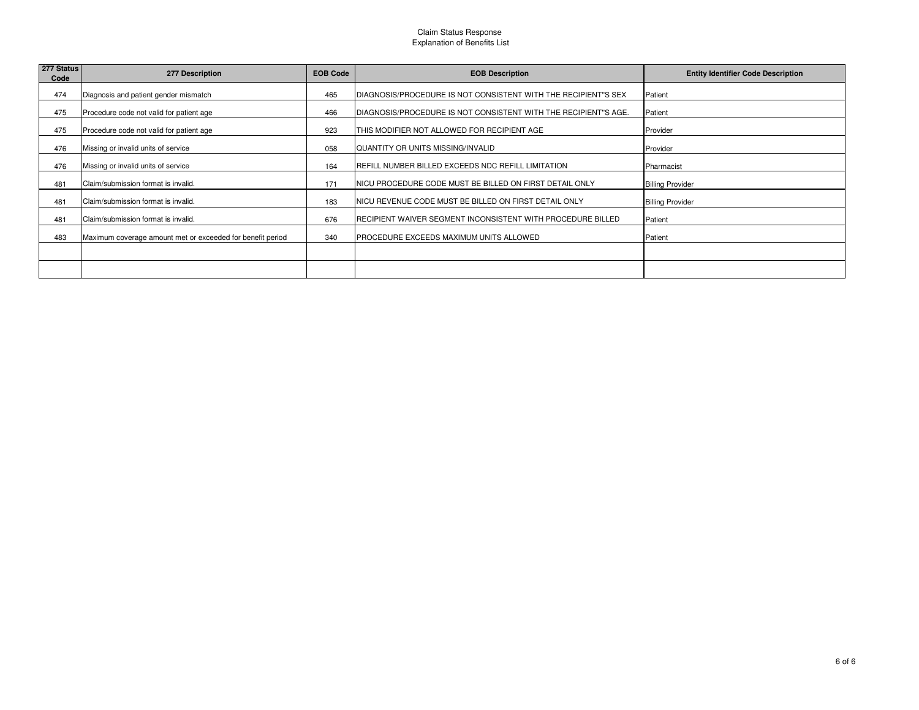Claim Status Response
Explanation of Benefits List

| 277 Status Code | 277 Description | EOB Code | EOB Description | Entity Identifier Code Description |
|---|---|---|---|---|
| 474 | Diagnosis and patient gender mismatch | 465 | DIAGNOSIS/PROCEDURE IS NOT CONSISTENT WITH THE RECIPIENT"S SEX | Patient |
| 475 | Procedure code not valid for patient age | 466 | DIAGNOSIS/PROCEDURE IS NOT CONSISTENT WITH THE RECIPIENT"S AGE. | Patient |
| 475 | Procedure code not valid for patient age | 923 | THIS MODIFIER NOT ALLOWED FOR RECIPIENT AGE | Provider |
| 476 | Missing or invalid units of service | 058 | QUANTITY OR UNITS MISSING/INVALID | Provider |
| 476 | Missing or invalid units of service | 164 | REFILL NUMBER BILLED EXCEEDS NDC REFILL LIMITATION | Pharmacist |
| 481 | Claim/submission format is invalid. | 171 | NICU PROCEDURE CODE MUST BE BILLED ON FIRST DETAIL ONLY | Billing Provider |
| 481 | Claim/submission format is invalid. | 183 | NICU REVENUE CODE MUST BE BILLED ON FIRST DETAIL ONLY | Billing Provider |
| 481 | Claim/submission format is invalid. | 676 | RECIPIENT WAIVER SEGMENT INCONSISTENT WITH PROCEDURE BILLED | Patient |
| 483 | Maximum coverage amount met or exceeded for benefit period | 340 | PROCEDURE EXCEEDS MAXIMUM UNITS ALLOWED | Patient |
| | | | | |
| | | | | |